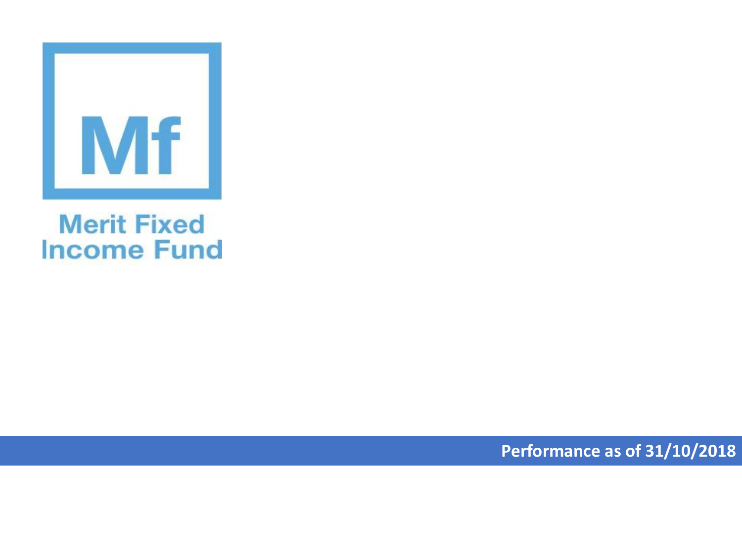Mf

# Merit Fixed Income Fund

**Performance as of 31/10/2018**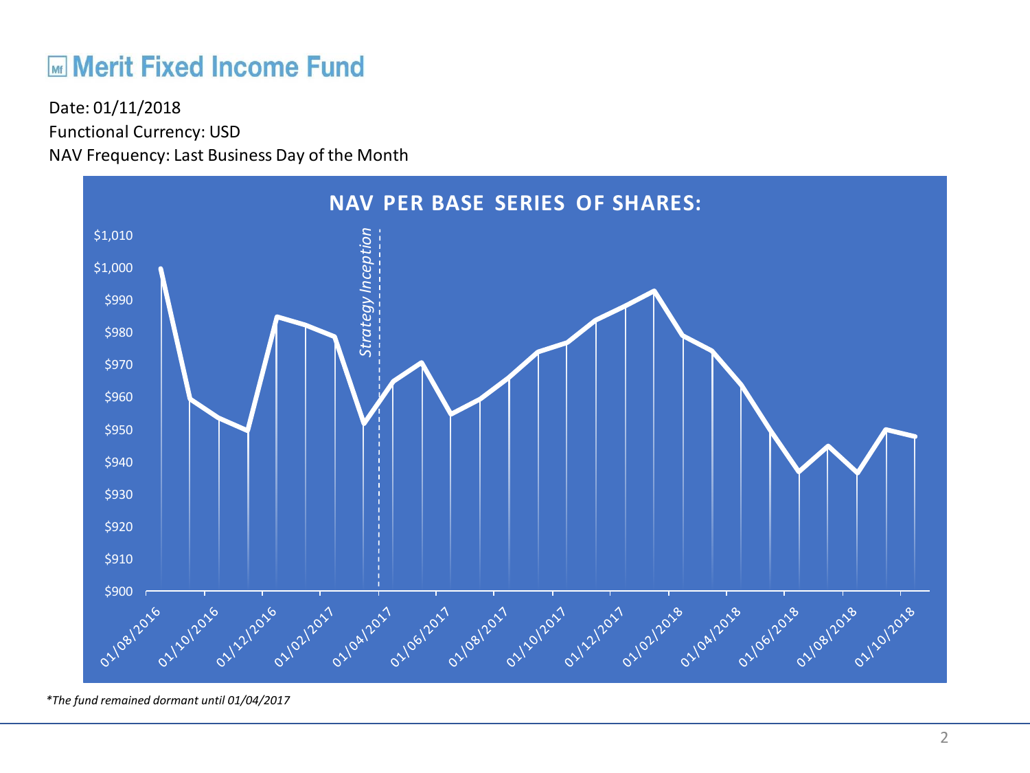# Merit Fixed Income Fund

Date: 01/11/2018

Functional Currency: USD

NAV Frequency: Last Business Day of the Month

NAV PER BASE SERIES OF SHARES:

*\*The fund remained dormant until 01/04/2017*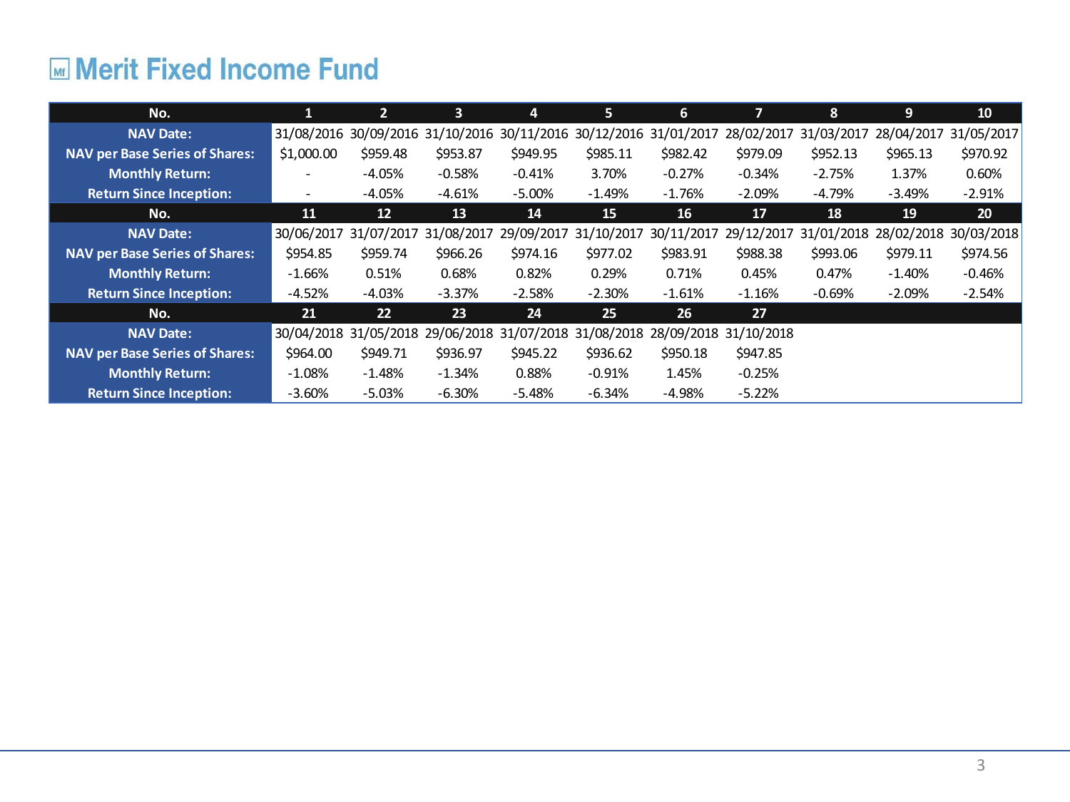# Merit Fixed Income Fund

| No. | 1 | 2 | 3 | 4 | 5 | 6 | 7 | 8 | 9 | 10 |
|---|---|---|---|---|---|---|---|---|---|---|
| NAV Date: | 31/08/2016 | 30/09/2016 | 31/10/2016 | 30/11/2016 | 30/12/2016 | 31/01/2017 | 28/02/2017 | 31/03/2017 | 28/04/2017 | 31/05/2017 |
| NAV per Base Series of Shares: | $1,000.00 | $959.48 | $953.87 | $949.95 | $985.11 | $982.42 | $979.09 | $952.13 | $965.13 | $970.92 |
| Monthly Return: | - | -4.05% | -0.58% | -0.41% | 3.70% | -0.27% | -0.34% | -2.75% | 1.37% | 0.60% |
| Return Since Inception: | - | -4.05% | -4.61% | -5.00% | -1.49% | -1.76% | -2.09% | -4.79% | -3.49% | -2.91% |
| **No.** | **11** | **12** | **13** | **14** | **15** | **16** | **17** | **18** | **19** | **20** |
| NAV Date: | 30/06/2017 | 31/07/2017 | 31/08/2017 | 29/09/2017 | 31/10/2017 | 30/11/2017 | 29/12/2017 | 31/01/2018 | 28/02/2018 | 30/03/2018 |
| NAV per Base Series of Shares: | $954.85 | $959.74 | $966.26 | $974.16 | $977.02 | $983.91 | $988.38 | $993.06 | $979.11 | $974.56 |
| Monthly Return: | -1.66% | 0.51% | 0.68% | 0.82% | 0.29% | 0.71% | 0.45% | 0.47% | -1.40% | -0.46% |
| Return Since Inception: | -4.52% | -4.03% | -3.37% | -2.58% | -2.30% | -1.61% | -1.16% | -0.69% | -2.09% | -2.54% |
| **No.** | **21** | **22** | **23** | **24** | **25** | **26** | **27** | | | |
| NAV Date: | 30/04/2018 | 31/05/2018 | 29/06/2018 | 31/07/2018 | 31/08/2018 | 28/09/2018 | 31/10/2018 | | | |
| NAV per Base Series of Shares: | $964.00 | $949.71 | $936.97 | $945.22 | $936.62 | $950.18 | $947.85 | | | |
| Monthly Return: | -1.08% | -1.48% | -1.34% | 0.88% | -0.91% | 1.45% | -0.25% | | | |
| Return Since Inception: | -3.60% | -5.03% | -6.30% | -5.48% | -6.34% | -4.98% | -5.22% | | | |